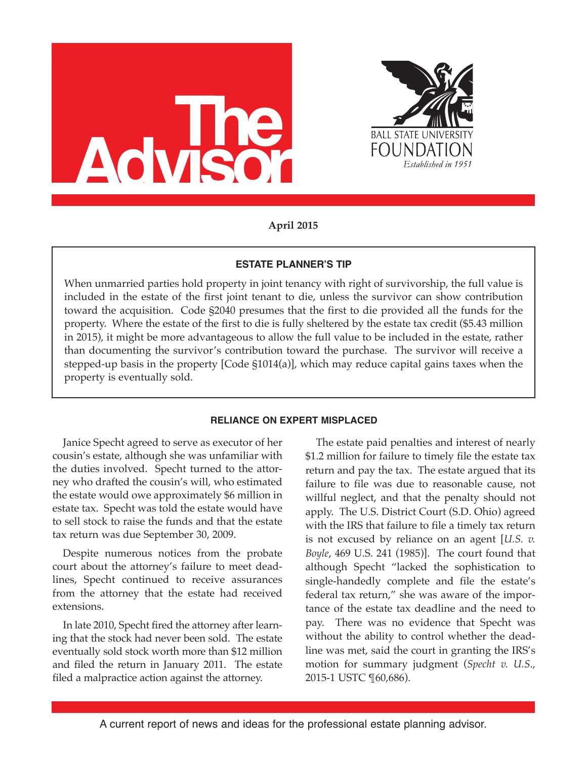# The Advisor

BALL STATE UNIVERSITY FOUNDATION
*Established in 1951*

**April 2015**

### ESTATE PLANNER'S TIP

When unmarried parties hold property in joint tenancy with right of survivorship, the full value is included in the estate of the first joint tenant to die, unless the survivor can show contribution toward the acquisition. Code §2040 presumes that the first to die provided all the funds for the property. Where the estate of the first to die is fully sheltered by the estate tax credit ($5.43 million in 2015), it might be more advantageous to allow the full value to be included in the estate, rather than documenting the survivor's contribution toward the purchase. The survivor will receive a stepped-up basis in the property [Code §1014(a)], which may reduce capital gains taxes when the property is eventually sold.

### RELIANCE ON EXPERT MISPLACED

Janice Specht agreed to serve as executor of her cousin's estate, although she was unfamiliar with the duties involved. Specht turned to the attorney who drafted the cousin's will, who estimated the estate would owe approximately $6 million in estate tax. Specht was told the estate would have to sell stock to raise the funds and that the estate tax return was due September 30, 2009.

Despite numerous notices from the probate court about the attorney's failure to meet deadlines, Specht continued to receive assurances from the attorney that the estate had received extensions.

In late 2010, Specht fired the attorney after learning that the stock had never been sold. The estate eventually sold stock worth more than $12 million and filed the return in January 2011. The estate filed a malpractice action against the attorney.

The estate paid penalties and interest of nearly $1.2 million for failure to timely file the estate tax return and pay the tax. The estate argued that its failure to file was due to reasonable cause, not willful neglect, and that the penalty should not apply. The U.S. District Court (S.D. Ohio) agreed with the IRS that failure to file a timely tax return is not excused by reliance on an agent [*U.S. v. Boyle*, 469 U.S. 241 (1985)]. The court found that although Specht "lacked the sophistication to single-handedly complete and file the estate's federal tax return," she was aware of the importance of the estate tax deadline and the need to pay. There was no evidence that Specht was without the ability to control whether the deadline was met, said the court in granting the IRS's motion for summary judgment (*Specht v. U.S.*, 2015-1 USTC ¶60,686).

A current report of news and ideas for the professional estate planning advisor.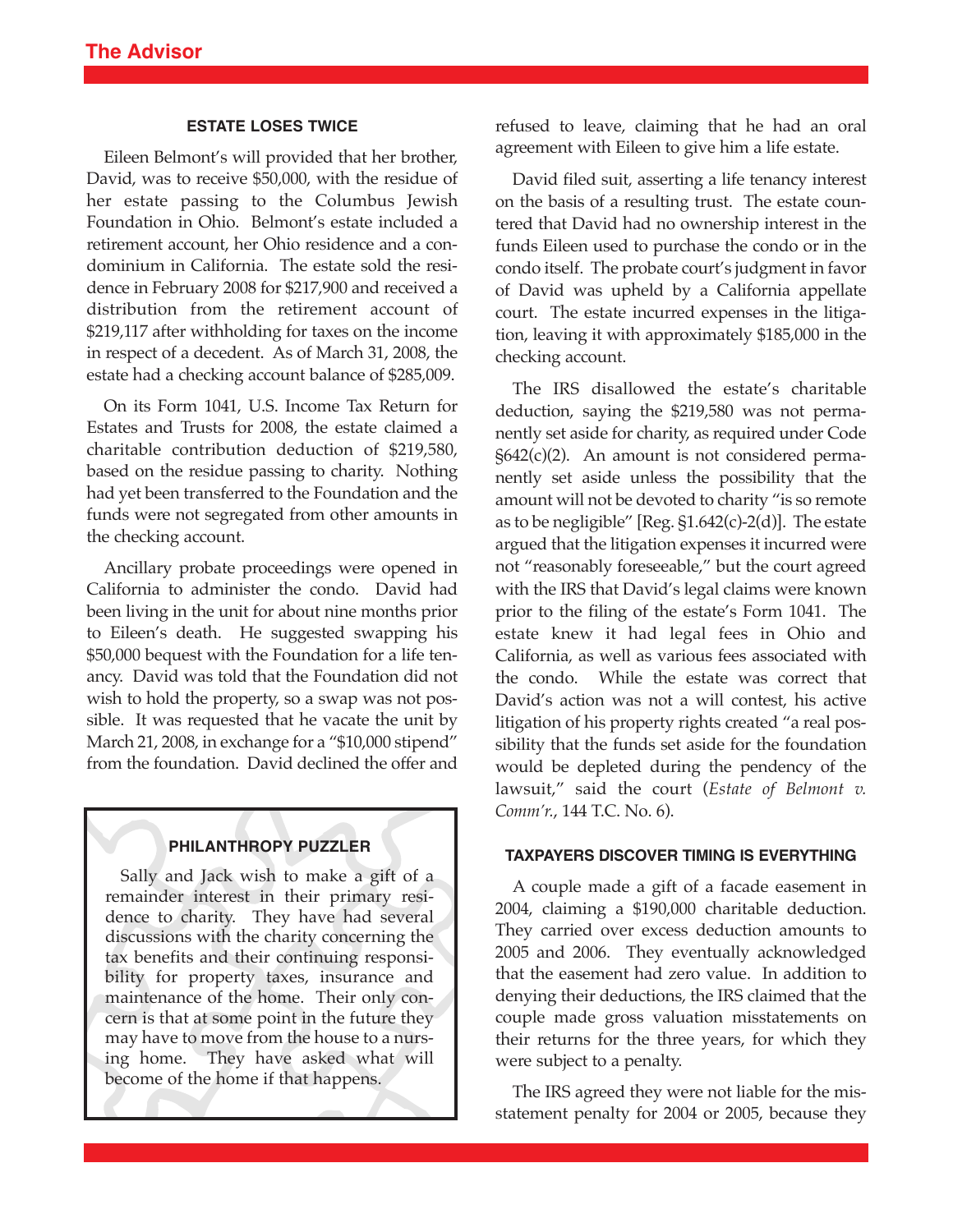### ESTATE LOSES TWICE

Eileen Belmont's will provided that her brother, David, was to receive $50,000, with the residue of her estate passing to the Columbus Jewish Foundation in Ohio. Belmont's estate included a retirement account, her Ohio residence and a condominium in California. The estate sold the residence in February 2008 for $217,900 and received a distribution from the retirement account of $219,117 after withholding for taxes on the income in respect of a decedent. As of March 31, 2008, the estate had a checking account balance of $285,009.

On its Form 1041, U.S. Income Tax Return for Estates and Trusts for 2008, the estate claimed a charitable contribution deduction of $219,580, based on the residue passing to charity. Nothing had yet been transferred to the Foundation and the funds were not segregated from other amounts in the checking account.

Ancillary probate proceedings were opened in California to administer the condo. David had been living in the unit for about nine months prior to Eileen's death. He suggested swapping his $50,000 bequest with the Foundation for a life tenancy. David was told that the Foundation did not wish to hold the property, so a swap was not possible. It was requested that he vacate the unit by March 21, 2008, in exchange for a "$10,000 stipend" from the foundation. David declined the offer and refused to leave, claiming that he had an oral agreement with Eileen to give him a life estate.

David filed suit, asserting a life tenancy interest on the basis of a resulting trust. The estate countered that David had no ownership interest in the funds Eileen used to purchase the condo or in the condo itself. The probate court's judgment in favor of David was upheld by a California appellate court. The estate incurred expenses in the litigation, leaving it with approximately $185,000 in the checking account.

The IRS disallowed the estate's charitable deduction, saying the $219,580 was not permanently set aside for charity, as required under Code §642(c)(2). An amount is not considered permanently set aside unless the possibility that the amount will not be devoted to charity "is so remote as to be negligible" [Reg. §1.642(c)-2(d)]. The estate argued that the litigation expenses it incurred were not "reasonably foreseeable," but the court agreed with the IRS that David's legal claims were known prior to the filing of the estate's Form 1041. The estate knew it had legal fees in Ohio and California, as well as various fees associated with the condo. While the estate was correct that David's action was not a will contest, his active litigation of his property rights created "a real possibility that the funds set aside for the foundation would be depleted during the pendency of the lawsuit," said the court (*Estate of Belmont v. Comm'r.*, 144 T.C. No. 6).

### PHILANTHROPY PUZZLER

Sally and Jack wish to make a gift of a remainder interest in their primary residence to charity. They have had several discussions with the charity concerning the tax benefits and their continuing responsibility for property taxes, insurance and maintenance of the home. Their only concern is that at some point in the future they may have to move from the house to a nursing home. They have asked what will become of the home if that happens.

### TAXPAYERS DISCOVER TIMING IS EVERYTHING

A couple made a gift of a facade easement in 2004, claiming a $190,000 charitable deduction. They carried over excess deduction amounts to 2005 and 2006. They eventually acknowledged that the easement had zero value. In addition to denying their deductions, the IRS claimed that the couple made gross valuation misstatements on their returns for the three years, for which they were subject to a penalty.

The IRS agreed they were not liable for the misstatement penalty for 2004 or 2005, because they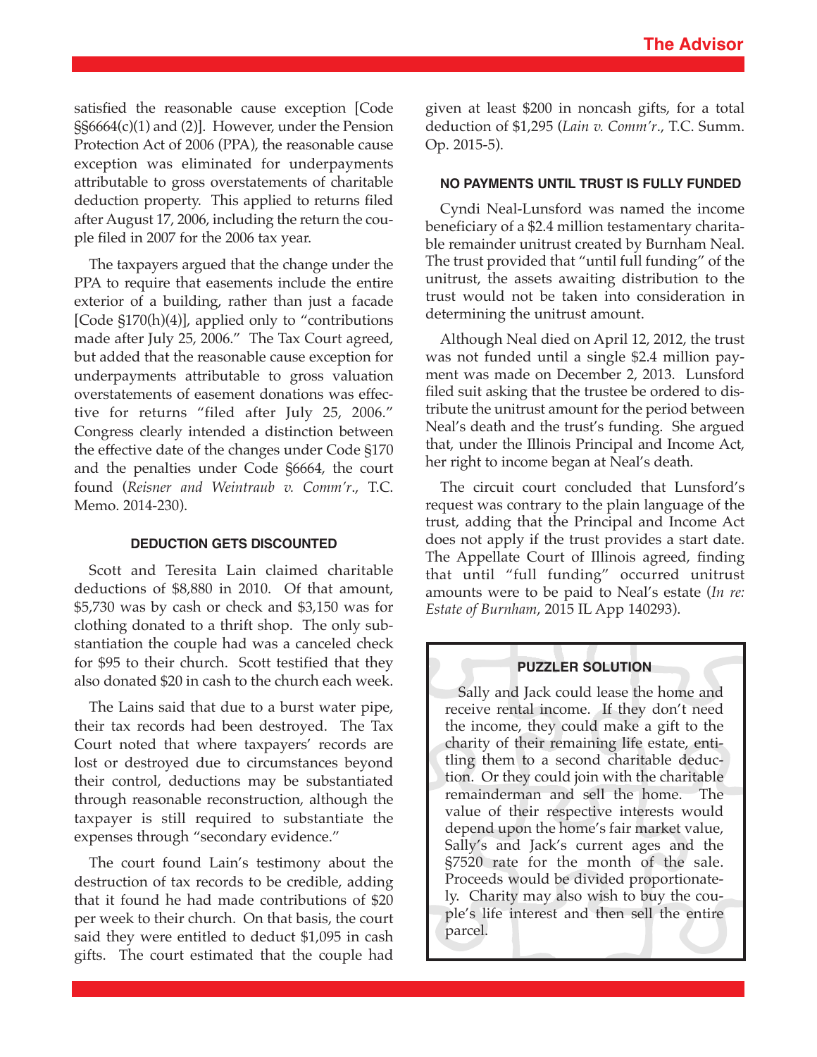satisfied the reasonable cause exception [Code §§6664(c)(1) and (2)]. However, under the Pension Protection Act of 2006 (PPA), the reasonable cause exception was eliminated for underpayments attributable to gross overstatements of charitable deduction property. This applied to returns filed after August 17, 2006, including the return the couple filed in 2007 for the 2006 tax year.

The taxpayers argued that the change under the PPA to require that easements include the entire exterior of a building, rather than just a facade [Code §170(h)(4)], applied only to "contributions made after July 25, 2006." The Tax Court agreed, but added that the reasonable cause exception for underpayments attributable to gross valuation overstatements of easement donations was effective for returns "filed after July 25, 2006." Congress clearly intended a distinction between the effective date of the changes under Code §170 and the penalties under Code §6664, the court found (*Reisner and Weintraub v. Comm'r*., T.C. Memo. 2014-230).

### DEDUCTION GETS DISCOUNTED

Scott and Teresita Lain claimed charitable deductions of $8,880 in 2010. Of that amount, $5,730 was by cash or check and $3,150 was for clothing donated to a thrift shop. The only substantiation the couple had was a canceled check for $95 to their church. Scott testified that they also donated $20 in cash to the church each week.

The Lains said that due to a burst water pipe, their tax records had been destroyed. The Tax Court noted that where taxpayers' records are lost or destroyed due to circumstances beyond their control, deductions may be substantiated through reasonable reconstruction, although the taxpayer is still required to substantiate the expenses through "secondary evidence."

The court found Lain's testimony about the destruction of tax records to be credible, adding that it found he had made contributions of $20 per week to their church. On that basis, the court said they were entitled to deduct $1,095 in cash gifts. The court estimated that the couple had given at least $200 in noncash gifts, for a total deduction of $1,295 (*Lain v. Comm'r*., T.C. Summ. Op. 2015-5).

### NO PAYMENTS UNTIL TRUST IS FULLY FUNDED

Cyndi Neal-Lunsford was named the income beneficiary of a $2.4 million testamentary charitable remainder unitrust created by Burnham Neal. The trust provided that "until full funding" of the unitrust, the assets awaiting distribution to the trust would not be taken into consideration in determining the unitrust amount.

Although Neal died on April 12, 2012, the trust was not funded until a single $2.4 million payment was made on December 2, 2013. Lunsford filed suit asking that the trustee be ordered to distribute the unitrust amount for the period between Neal's death and the trust's funding. She argued that, under the Illinois Principal and Income Act, her right to income began at Neal's death.

The circuit court concluded that Lunsford's request was contrary to the plain language of the trust, adding that the Principal and Income Act does not apply if the trust provides a start date. The Appellate Court of Illinois agreed, finding that until "full funding" occurred unitrust amounts were to be paid to Neal's estate (*In re: Estate of Burnham*, 2015 IL App 140293).

### PUZZLER SOLUTION

Sally and Jack could lease the home and receive rental income. If they don't need the income, they could make a gift to the charity of their remaining life estate, entitling them to a second charitable deduction. Or they could join with the charitable remainderman and sell the home. The value of their respective interests would depend upon the home's fair market value, Sally's and Jack's current ages and the §7520 rate for the month of the sale. Proceeds would be divided proportionately. Charity may also wish to buy the couple's life interest and then sell the entire parcel.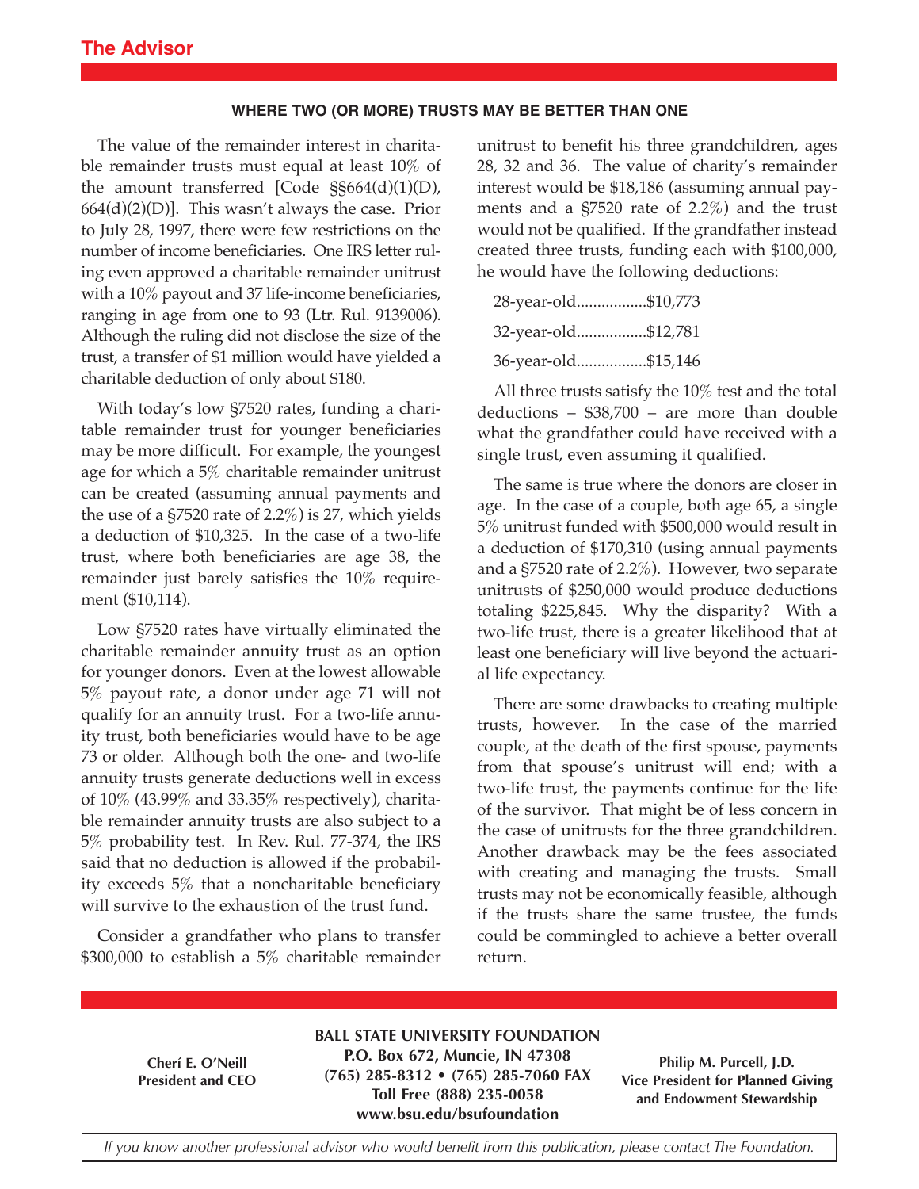## WHERE TWO (OR MORE) TRUSTS MAY BE BETTER THAN ONE

The value of the remainder interest in charitable remainder trusts must equal at least 10% of the amount transferred [Code §§664(d)(1)(D), 664(d)(2)(D)]. This wasn't always the case. Prior to July 28, 1997, there were few restrictions on the number of income beneficiaries. One IRS letter ruling even approved a charitable remainder unitrust with a 10% payout and 37 life-income beneficiaries, ranging in age from one to 93 (Ltr. Rul. 9139006). Although the ruling did not disclose the size of the trust, a transfer of $1 million would have yielded a charitable deduction of only about $180.

With today's low §7520 rates, funding a charitable remainder trust for younger beneficiaries may be more difficult. For example, the youngest age for which a 5% charitable remainder unitrust can be created (assuming annual payments and the use of a §7520 rate of 2.2%) is 27, which yields a deduction of $10,325. In the case of a two-life trust, where both beneficiaries are age 38, the remainder just barely satisfies the 10% requirement ($10,114).

Low §7520 rates have virtually eliminated the charitable remainder annuity trust as an option for younger donors. Even at the lowest allowable 5% payout rate, a donor under age 71 will not qualify for an annuity trust. For a two-life annuity trust, both beneficiaries would have to be age 73 or older. Although both the one- and two-life annuity trusts generate deductions well in excess of 10% (43.99% and 33.35% respectively), charitable remainder annuity trusts are also subject to a 5% probability test. In Rev. Rul. 77-374, the IRS said that no deduction is allowed if the probability exceeds 5% that a noncharitable beneficiary will survive to the exhaustion of the trust fund.

Consider a grandfather who plans to transfer $300,000 to establish a 5% charitable remainder unitrust to benefit his three grandchildren, ages 28, 32 and 36. The value of charity's remainder interest would be $18,186 (assuming annual payments and a §7520 rate of 2.2%) and the trust would not be qualified. If the grandfather instead created three trusts, funding each with $100,000, he would have the following deductions:

28-year-old.................$10,773

32-year-old.................$12,781

36-year-old.................$15,146

All three trusts satisfy the 10% test and the total deductions – $38,700 – are more than double what the grandfather could have received with a single trust, even assuming it qualified.

The same is true where the donors are closer in age. In the case of a couple, both age 65, a single 5% unitrust funded with $500,000 would result in a deduction of $170,310 (using annual payments and a §7520 rate of 2.2%). However, two separate unitrusts of $250,000 would produce deductions totaling $225,845. Why the disparity? With a two-life trust, there is a greater likelihood that at least one beneficiary will live beyond the actuarial life expectancy.

There are some drawbacks to creating multiple trusts, however. In the case of the married couple, at the death of the first spouse, payments from that spouse's unitrust will end; with a two-life trust, the payments continue for the life of the survivor. That might be of less concern in the case of unitrusts for the three grandchildren. Another drawback may be the fees associated with creating and managing the trusts. Small trusts may not be economically feasible, although if the trusts share the same trustee, the funds could be commingled to achieve a better overall return.

**Cherí E. O'Neill**
**President and CEO**

**BALL STATE UNIVERSITY FOUNDATION**
**P.O. Box 672, Muncie, IN 47308**
**(765) 285-8312 • (765) 285-7060 FAX**
**Toll Free (888) 235-0058**
**www.bsu.edu/bsufoundation**

**Philip M. Purcell, J.D.**
**Vice President for Planned Giving and Endowment Stewardship**

*If you know another professional advisor who would benefit from this publication, please contact The Foundation.*